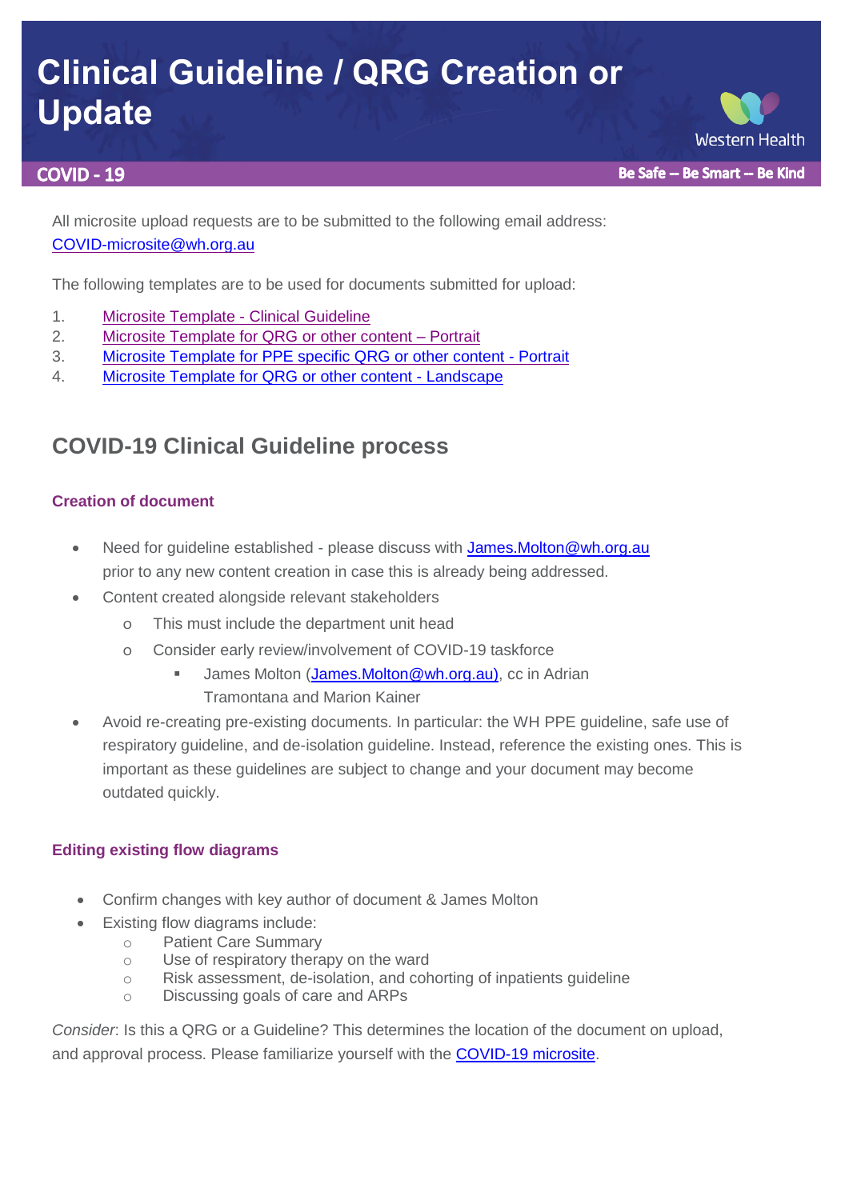# Clinical Guideline / QRG Creation or Update

**COVID - 19**

Western Health

**Be Safe -- Be Smart -- Be Kind**

All microsite upload requests are to be submitted to the following email address: [COVID-microsite@wh.org.au](mailto:COVID-microsite@wh.org.au)

The following templates are to be used for documents submitted for upload:

1. Microsite Template - Clinical Guideline
2. Microsite Template for QRG or other content – Portrait
3. Microsite Template for PPE specific QRG or other content - Portrait
4. Microsite Template for QRG or other content - Landscape

## COVID-19 Clinical Guideline process

### Creation of document

- Need for guideline established - please discuss with [James.Molton@wh.org.au](mailto:James.Molton@wh.org.au) prior to any new content creation in case this is already being addressed.
- Content created alongside relevant stakeholders
  - This must include the department unit head
  - Consider early review/involvement of COVID-19 taskforce
    - James Molton ([James.Molton@wh.org.au](mailto:James.Molton@wh.org.au)), cc in Adrian Tramontana and Marion Kainer
- Avoid re-creating pre-existing documents. In particular: the WH PPE guideline, safe use of respiratory guideline, and de-isolation guideline. Instead, reference the existing ones. This is important as these guidelines are subject to change and your document may become outdated quickly.

### Editing existing flow diagrams

- Confirm changes with key author of document & James Molton
- Existing flow diagrams include:
  - Patient Care Summary
  - Use of respiratory therapy on the ward
  - Risk assessment, de-isolation, and cohorting of inpatients guideline
  - Discussing goals of care and ARPs

*Consider*: Is this a QRG or a Guideline? This determines the location of the document on upload, and approval process. Please familiarize yourself with the COVID-19 microsite.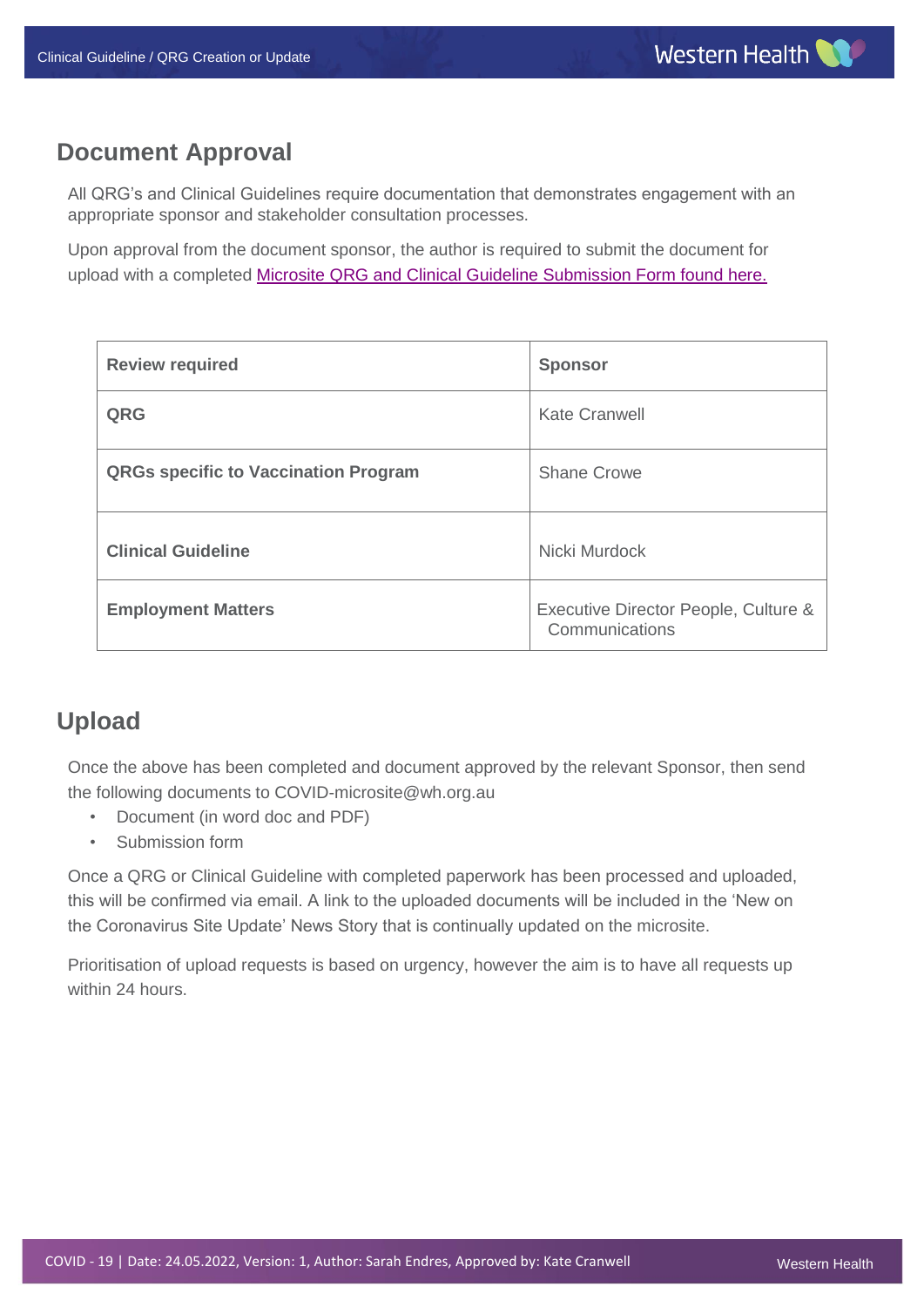## Document Approval

All QRG's and Clinical Guidelines require documentation that demonstrates engagement with an appropriate sponsor and stakeholder consultation processes.

Upon approval from the document sponsor, the author is required to submit the document for upload with a completed Microsite QRG and Clinical Guideline Submission Form found here.

| Review required | Sponsor |
|---|---|
| **QRG** | Kate Cranwell |
| **QRGs specific to Vaccination Program** | Shane Crowe |
| **Clinical Guideline** | Nicki Murdock |
| **Employment Matters** | Executive Director People, Culture & Communications |

## Upload

Once the above has been completed and document approved by the relevant Sponsor, then send the following documents to COVID-microsite@wh.org.au

- Document (in word doc and PDF)
- Submission form

Once a QRG or Clinical Guideline with completed paperwork has been processed and uploaded, this will be confirmed via email. A link to the uploaded documents will be included in the 'New on the Coronavirus Site Update' News Story that is continually updated on the microsite.

Prioritisation of upload requests is based on urgency, however the aim is to have all requests up within 24 hours.